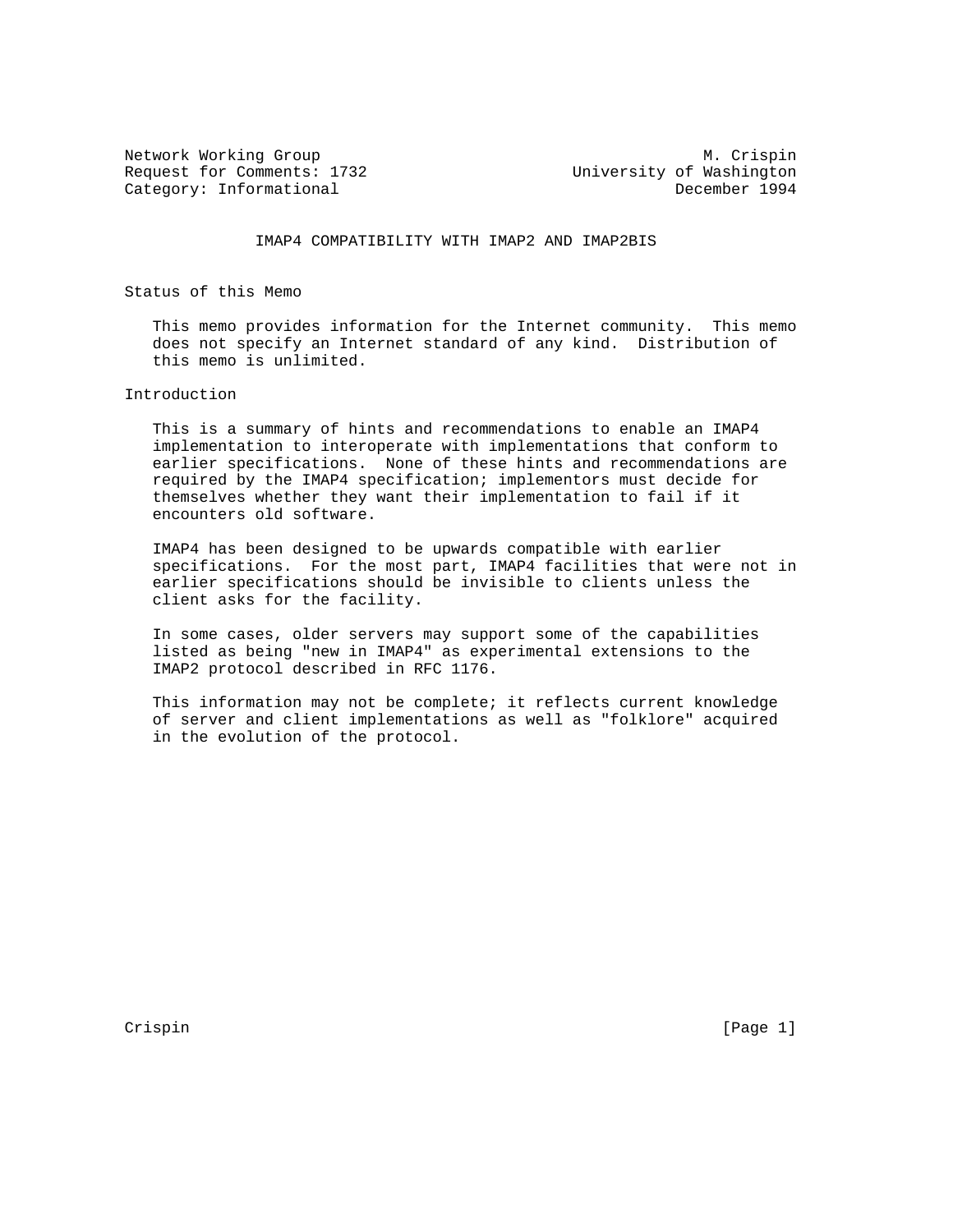Network Working Group M. Crispin
Request for Comments: 1732 University of Washington
Category: Informational December 1994

# IMAP4 COMPATIBILITY WITH IMAP2 AND IMAP2BIS

## Status of this Memo

This memo provides information for the Internet community. This memo does not specify an Internet standard of any kind. Distribution of this memo is unlimited.

## Introduction

This is a summary of hints and recommendations to enable an IMAP4 implementation to interoperate with implementations that conform to earlier specifications. None of these hints and recommendations are required by the IMAP4 specification; implementors must decide for themselves whether they want their implementation to fail if it encounters old software.

IMAP4 has been designed to be upwards compatible with earlier specifications. For the most part, IMAP4 facilities that were not in earlier specifications should be invisible to clients unless the client asks for the facility.

In some cases, older servers may support some of the capabilities listed as being "new in IMAP4" as experimental extensions to the IMAP2 protocol described in RFC 1176.

This information may not be complete; it reflects current knowledge of server and client implementations as well as "folklore" acquired in the evolution of the protocol.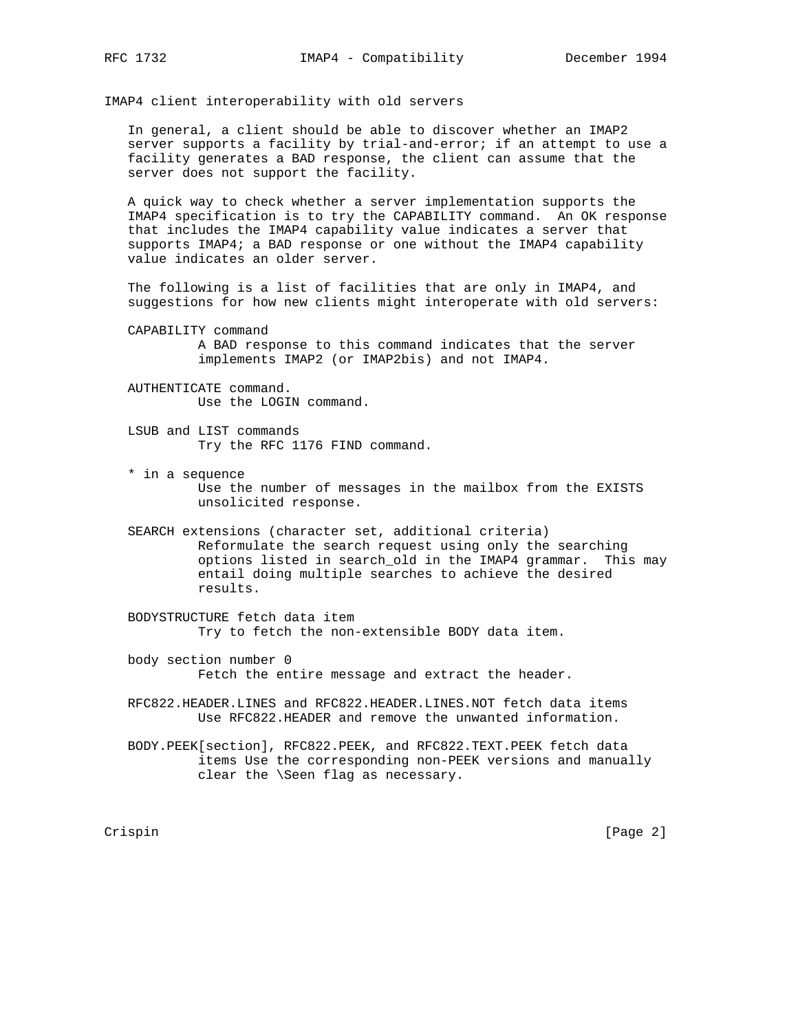## IMAP4 client interoperability with old servers

In general, a client should be able to discover whether an IMAP2 server supports a facility by trial-and-error; if an attempt to use a facility generates a BAD response, the client can assume that the server does not support the facility.

A quick way to check whether a server implementation supports the IMAP4 specification is to try the CAPABILITY command. An OK response that includes the IMAP4 capability value indicates a server that supports IMAP4; a BAD response or one without the IMAP4 capability value indicates an older server.

The following is a list of facilities that are only in IMAP4, and suggestions for how new clients might interoperate with old servers:

CAPABILITY command
: A BAD response to this command indicates that the server implements IMAP2 (or IMAP2bis) and not IMAP4.

AUTHENTICATE command.
: Use the LOGIN command.

LSUB and LIST commands
: Try the RFC 1176 FIND command.

* in a sequence
: Use the number of messages in the mailbox from the EXISTS unsolicited response.

SEARCH extensions (character set, additional criteria)
: Reformulate the search request using only the searching options listed in search_old in the IMAP4 grammar. This may entail doing multiple searches to achieve the desired results.

BODYSTRUCTURE fetch data item
: Try to fetch the non-extensible BODY data item.

body section number 0
: Fetch the entire message and extract the header.

RFC822.HEADER.LINES and RFC822.HEADER.LINES.NOT fetch data items
: Use RFC822.HEADER and remove the unwanted information.

BODY.PEEK[section], RFC822.PEEK, and RFC822.TEXT.PEEK fetch data
: items Use the corresponding non-PEEK versions and manually clear the \Seen flag as necessary.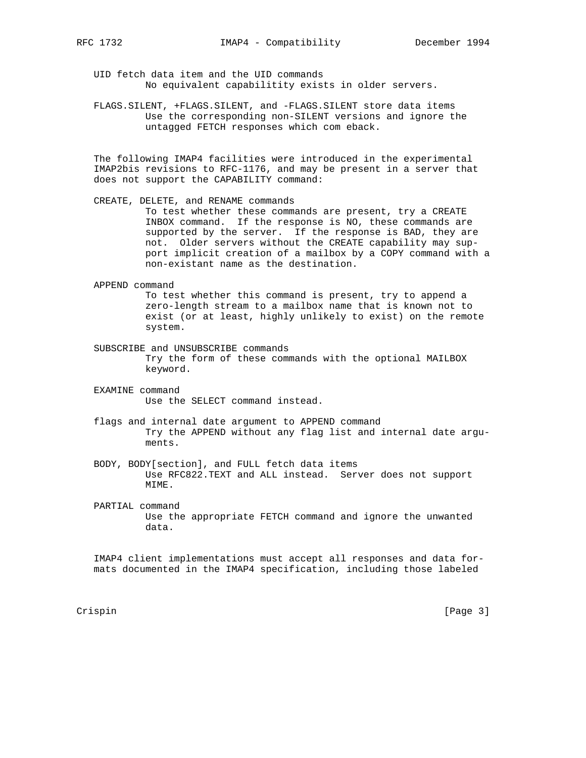UID fetch data item and the UID commands
No equivalent capabilitity exists in older servers.

FLAGS.SILENT, +FLAGS.SILENT, and -FLAGS.SILENT store data items
Use the corresponding non-SILENT versions and ignore the untagged FETCH responses which com eback.

The following IMAP4 facilities were introduced in the experimental IMAP2bis revisions to RFC-1176, and may be present in a server that does not support the CAPABILITY command:

CREATE, DELETE, and RENAME commands
To test whether these commands are present, try a CREATE INBOX command. If the response is NO, these commands are supported by the server. If the response is BAD, they are not. Older servers without the CREATE capability may support implicit creation of a mailbox by a COPY command with a non-existant name as the destination.

APPEND command
To test whether this command is present, try to append a zero-length stream to a mailbox name that is known not to exist (or at least, highly unlikely to exist) on the remote system.

SUBSCRIBE and UNSUBSCRIBE commands
Try the form of these commands with the optional MAILBOX keyword.

EXAMINE command
Use the SELECT command instead.

flags and internal date argument to APPEND command
Try the APPEND without any flag list and internal date arguments.

BODY, BODY[section], and FULL fetch data items
Use RFC822.TEXT and ALL instead. Server does not support MIME.

PARTIAL command
Use the appropriate FETCH command and ignore the unwanted data.

IMAP4 client implementations must accept all responses and data formats documented in the IMAP4 specification, including those labeled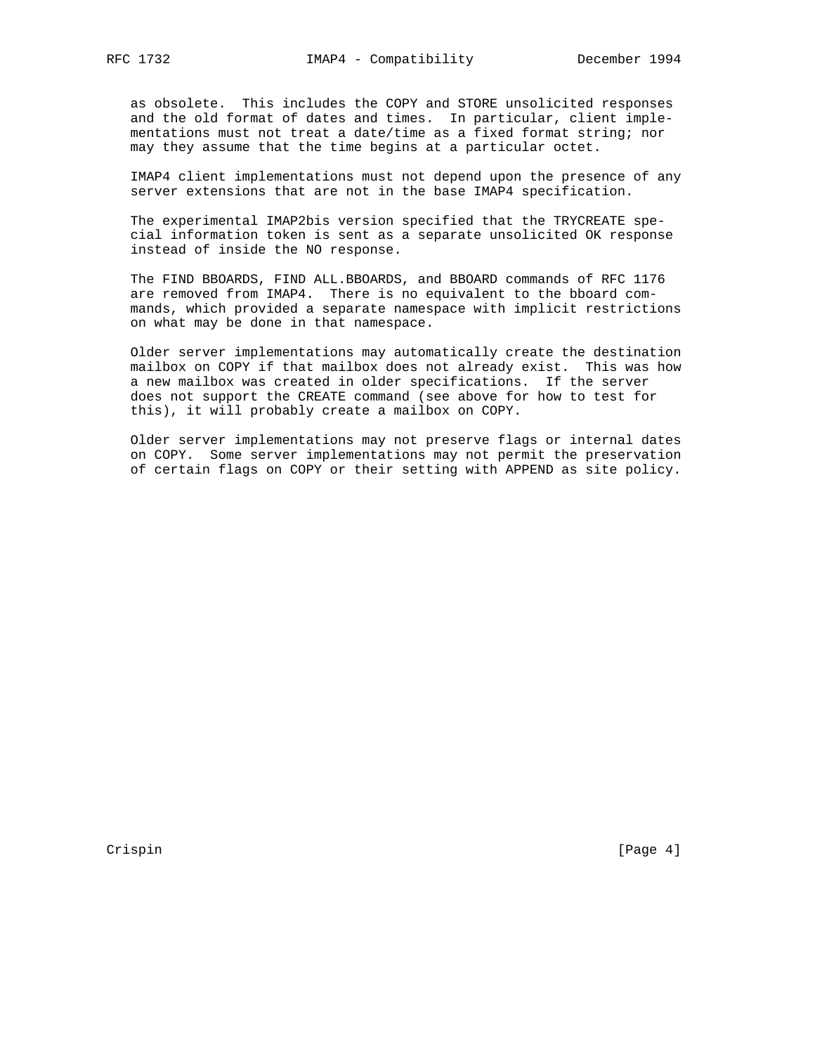as obsolete. This includes the COPY and STORE unsolicited responses and the old format of dates and times. In particular, client implementations must not treat a date/time as a fixed format string; nor may they assume that the time begins at a particular octet.

IMAP4 client implementations must not depend upon the presence of any server extensions that are not in the base IMAP4 specification.

The experimental IMAP2bis version specified that the TRYCREATE special information token is sent as a separate unsolicited OK response instead of inside the NO response.

The FIND BBOARDS, FIND ALL.BBOARDS, and BBOARD commands of RFC 1176 are removed from IMAP4. There is no equivalent to the bboard commands, which provided a separate namespace with implicit restrictions on what may be done in that namespace.

Older server implementations may automatically create the destination mailbox on COPY if that mailbox does not already exist. This was how a new mailbox was created in older specifications. If the server does not support the CREATE command (see above for how to test for this), it will probably create a mailbox on COPY.

Older server implementations may not preserve flags or internal dates on COPY. Some server implementations may not permit the preservation of certain flags on COPY or their setting with APPEND as site policy.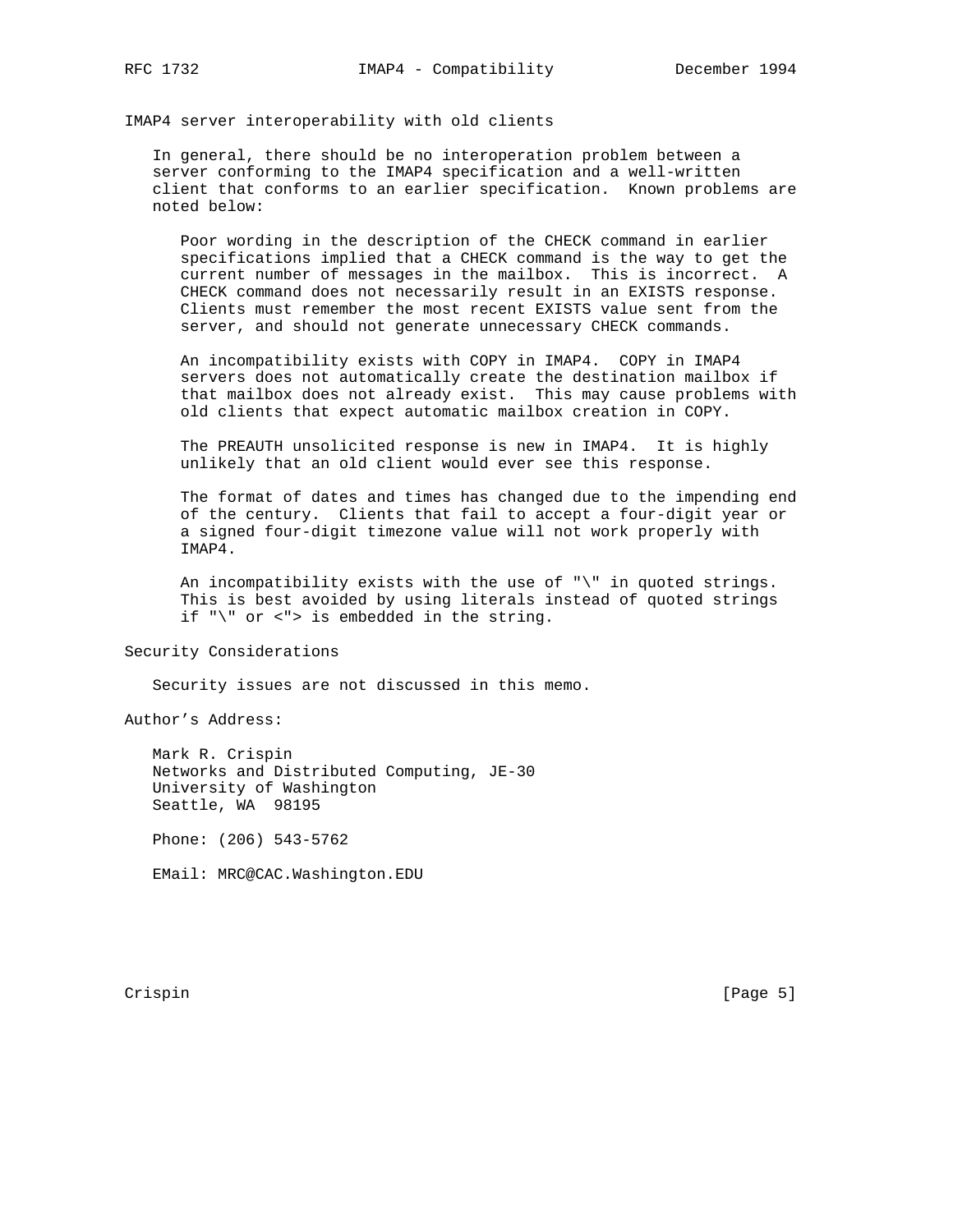## IMAP4 server interoperability with old clients

In general, there should be no interoperation problem between a server conforming to the IMAP4 specification and a well-written client that conforms to an earlier specification. Known problems are noted below:

Poor wording in the description of the CHECK command in earlier specifications implied that a CHECK command is the way to get the current number of messages in the mailbox. This is incorrect. A CHECK command does not necessarily result in an EXISTS response. Clients must remember the most recent EXISTS value sent from the server, and should not generate unnecessary CHECK commands.

An incompatibility exists with COPY in IMAP4. COPY in IMAP4 servers does not automatically create the destination mailbox if that mailbox does not already exist. This may cause problems with old clients that expect automatic mailbox creation in COPY.

The PREAUTH unsolicited response is new in IMAP4. It is highly unlikely that an old client would ever see this response.

The format of dates and times has changed due to the impending end of the century. Clients that fail to accept a four-digit year or a signed four-digit timezone value will not work properly with IMAP4.

An incompatibility exists with the use of "\" in quoted strings. This is best avoided by using literals instead of quoted strings if "\" or <"> is embedded in the string.

## Security Considerations

Security issues are not discussed in this memo.

## Author's Address:

Mark R. Crispin
Networks and Distributed Computing, JE-30
University of Washington
Seattle, WA  98195

Phone: (206) 543-5762

EMail: MRC@CAC.Washington.EDU